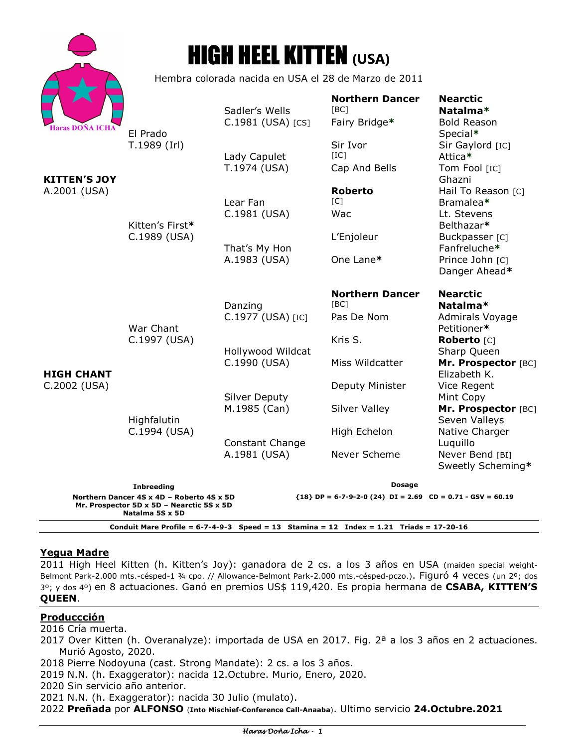# HIGH HEEL KITTEN (USA)

Haras DOÑA ICHA

Hembra colorada nacida en USA el 28 de Marzo de 2011

| | | | | |
|---|---|---|---|---|
| **KITTEN'S JOY** A.2001 (USA) | El Prado T.1989 (Irl) | Sadler's Wells C.1981 (USA) [CS] | **Northern Dancer** [BC] | **Nearctic** |
| | | | | **Natalma*** |
| | | | Fairy Bridge* | Bold Reason |
| | | | | Special* |
| | | Lady Capulet T.1974 (USA) | Sir Ivor [IC] | Sir Gaylord [IC] |
| | | | | Attica* |
| | | | Cap And Bells | Tom Fool [IC] |
| | | | | Ghazni |
| | Kitten's First* C.1989 (USA) | Lear Fan C.1981 (USA) | **Roberto** [C] | Hail To Reason [C] |
| | | | | Bramalea* |
| | | | Wac | Lt. Stevens |
| | | | | Belthazar* |
| | | That's My Hon A.1983 (USA) | L'Enjoleur | Buckpasser [C] |
| | | | | Fanfreluche* |
| | | | One Lane* | Prince John [C] |
| | | | | Danger Ahead* |
| **HIGH CHANT** C.2002 (USA) | War Chant C.1997 (USA) | Danzing C.1977 (USA) [IC] | **Northern Dancer** [BC] | **Nearctic** |
| | | | | **Natalma*** |
| | | | Pas De Nom | Admirals Voyage |
| | | | | Petitioner* |
| | | Hollywood Wildcat C.1990 (USA) | Kris S. | **Roberto** [C] |
| | | | | Sharp Queen |
| | | | Miss Wildcatter | **Mr. Prospector** [BC] |
| | | | | Elizabeth K. |
| | Highfalutin C.1994 (USA) | Silver Deputy M.1985 (Can) | Deputy Minister | Vice Regent |
| | | | | Mint Copy |
| | | | Silver Valley | **Mr. Prospector** [BC] |
| | | | | Seven Valleys |
| | | Constant Change A.1981 (USA) | High Echelon | Native Charger |
| | | | | Luquillo |
| | | | Never Scheme | Never Bend [BI] |
| | | | | Sweetly Scheming* |

**Inbreeding**

**Northern Dancer 4S x 4D – Roberto 4S x 5D**
**Mr. Prospector 5D x 5D – Nearctic 5S x 5D**
**Natalma 5S x 5D**

**Dosage**

**{18} DP = 6-7-9-2-0 (24) DI = 2.69 CD = 0.71 - GSV = 60.19**

**Conduit Mare Profile = 6-7-4-9-3 Speed = 13 Stamina = 12 Index = 1.21 Triads = 17-20-16**

## Yegua Madre

2011 High Heel Kitten (h. Kitten's Joy): ganadora de 2 cs. a los 3 años en USA (maiden special weight-Belmont Park-2.000 mts.-césped-1 ¾ cpo. // Allowance-Belmont Park-2.000 mts.-césped-pczo.). Figuró 4 veces (un 2º; dos 3º; y dos 4º) en 8 actuaciones. Ganó en premios US$ 119,420. Es propia hermana de **CSABA, KITTEN'S QUEEN**.

## Produccción

2016 Cría muerta.
2017 Over Kitten (h. Overanalyze): importada de USA en 2017. Fig. 2ª a los 3 años en 2 actuaciones. Murió Agosto, 2020.
2018 Pierre Nodoyuna (cast. Strong Mandate): 2 cs. a los 3 años.
2019 N.N. (h. Exaggerator): nacida 12.Octubre. Murio, Enero, 2020.
2020 Sin servicio año anterior.
2021 N.N. (h. Exaggerator): nacida 30 Julio (mulato).
2022 **Preñada** por **ALFONSO** (**Into Mischief-Conference Call-Anaaba**). Ultimo servicio **24.Octubre.2021**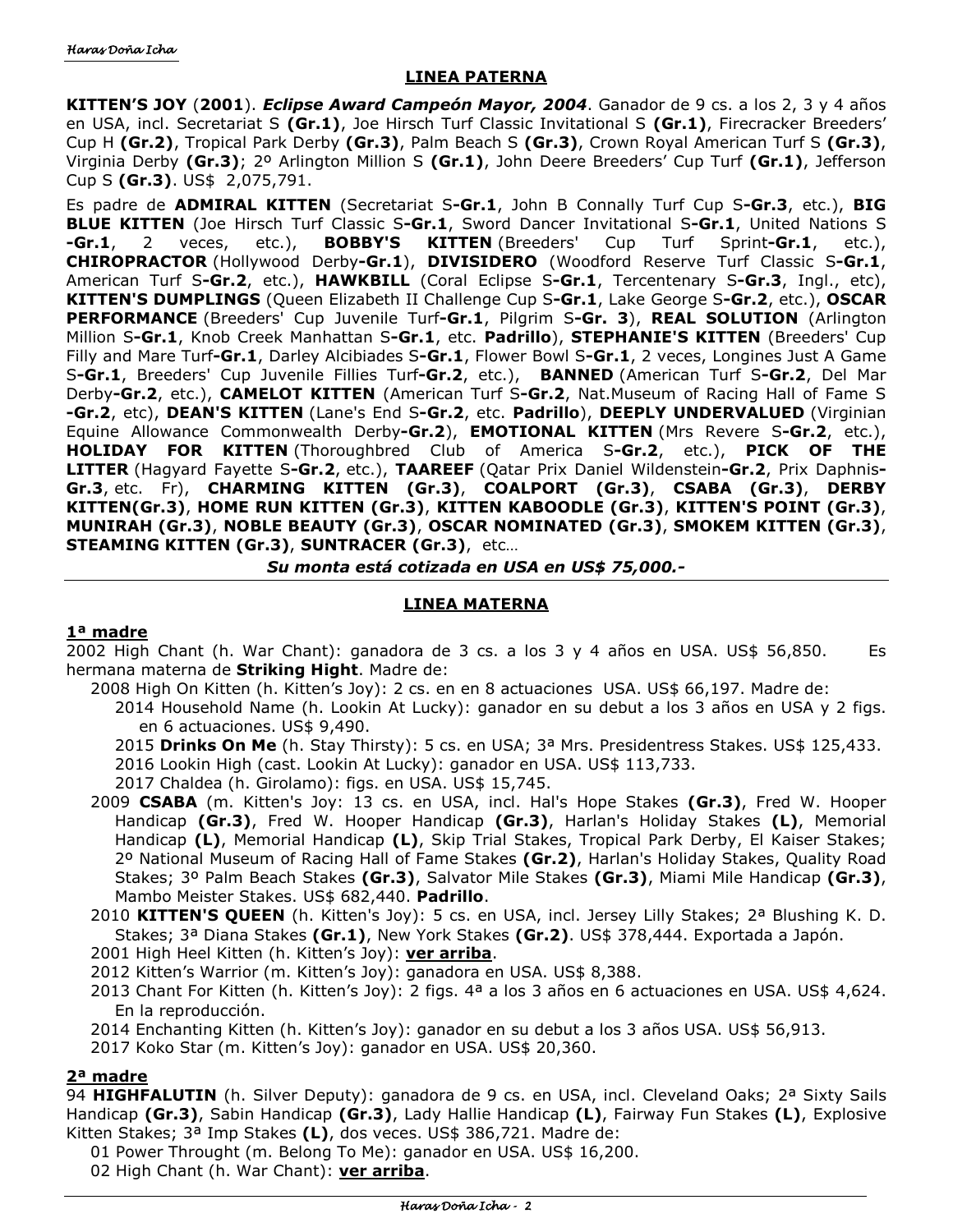## LINEA PATERNA

**KITTEN'S JOY** (**2001**). ***Eclipse Award Campeón Mayor, 2004***. Ganador de 9 cs. a los 2, 3 y 4 años en USA, incl. Secretariat S **(Gr.1)**, Joe Hirsch Turf Classic Invitational S **(Gr.1)**, Firecracker Breeders' Cup H **(Gr.2)**, Tropical Park Derby **(Gr.3)**, Palm Beach S **(Gr.3)**, Crown Royal American Turf S **(Gr.3)**, Virginia Derby **(Gr.3)**; 2º Arlington Million S **(Gr.1)**, John Deere Breeders' Cup Turf **(Gr.1)**, Jefferson Cup S **(Gr.3)**. US$ 2,075,791.

Es padre de **ADMIRAL KITTEN** (Secretariat S**-Gr.1**, John B Connally Turf Cup S**-Gr.3**, etc.), **BIG BLUE KITTEN** (Joe Hirsch Turf Classic S**-Gr.1**, Sword Dancer Invitational S**-Gr.1**, United Nations S **-Gr.1**, 2 veces, etc.), **BOBBY'S KITTEN** (Breeders' Cup Turf Sprint**-Gr.1**, etc.), **CHIROPRACTOR** (Hollywood Derby**-Gr.1**), **DIVISIDERO** (Woodford Reserve Turf Classic S**-Gr.1**, American Turf S**-Gr.2**, etc.), **HAWKBILL** (Coral Eclipse S**-Gr.1**, Tercentenary S**-Gr.3**, Ingl., etc), **KITTEN'S DUMPLINGS** (Queen Elizabeth II Challenge Cup S**-Gr.1**, Lake George S**-Gr.2**, etc.), **OSCAR PERFORMANCE** (Breeders' Cup Juvenile Turf**-Gr.1**, Pilgrim S**-Gr. 3**), **REAL SOLUTION** (Arlington Million S**-Gr.1**, Knob Creek Manhattan S**-Gr.1**, etc. **Padrillo**), **STEPHANIE'S KITTEN** (Breeders' Cup Filly and Mare Turf**-Gr.1**, Darley Alcibiades S**-Gr.1**, Flower Bowl S**-Gr.1**, 2 veces, Longines Just A Game S**-Gr.1**, Breeders' Cup Juvenile Fillies Turf**-Gr.2**, etc.), **BANNED** (American Turf S**-Gr.2**, Del Mar Derby**-Gr.2**, etc.), **CAMELOT KITTEN** (American Turf S**-Gr.2**, Nat.Museum of Racing Hall of Fame S **-Gr.2**, etc), **DEAN'S KITTEN** (Lane's End S**-Gr.2**, etc. **Padrillo**), **DEEPLY UNDERVALUED** (Virginian Equine Allowance Commonwealth Derby**-Gr.2**), **EMOTIONAL KITTEN** (Mrs Revere S**-Gr.2**, etc.), **HOLIDAY FOR KITTEN** (Thoroughbred Club of America S**-Gr.2**, etc.), **PICK OF THE LITTER** (Hagyard Fayette S**-Gr.2**, etc.), **TAAREEF** (Qatar Prix Daniel Wildenstein**-Gr.2**, Prix Daphnis**-Gr.3**, etc. Fr), **CHARMING KITTEN (Gr.3)**, **COALPORT (Gr.3)**, **CSABA (Gr.3)**, **DERBY KITTEN(Gr.3)**, **HOME RUN KITTEN (Gr.3)**, **KITTEN KABOODLE (Gr.3)**, **KITTEN'S POINT (Gr.3)**, **MUNIRAH (Gr.3)**, **NOBLE BEAUTY (Gr.3)**, **OSCAR NOMINATED (Gr.3)**, **SMOKEM KITTEN (Gr.3)**, **STEAMING KITTEN (Gr.3)**, **SUNTRACER (Gr.3)**, etc…

***Su monta está cotizada en USA en US$ 75,000.-***

## LINEA MATERNA

**1ª madre**

2002 High Chant (h. War Chant): ganadora de 3 cs. a los 3 y 4 años en USA. US$ 56,850. Es hermana materna de **Striking Hight**. Madre de:

- 2008 High On Kitten (h. Kitten's Joy): 2 cs. en en 8 actuaciones USA. US$ 66,197. Madre de:
  - 2014 Household Name (h. Lookin At Lucky): ganador en su debut a los 3 años en USA y 2 figs. en 6 actuaciones. US$ 9,490.
  - 2015 **Drinks On Me** (h. Stay Thirsty): 5 cs. en USA; 3ª Mrs. Presidentress Stakes. US$ 125,433.
  - 2016 Lookin High (cast. Lookin At Lucky): ganador en USA. US$ 113,733.
  - 2017 Chaldea (h. Girolamo): figs. en USA. US$ 15,745.
- 2009 **CSABA** (m. Kitten's Joy: 13 cs. en USA, incl. Hal's Hope Stakes **(Gr.3)**, Fred W. Hooper Handicap **(Gr.3)**, Fred W. Hooper Handicap **(Gr.3)**, Harlan's Holiday Stakes **(L)**, Memorial Handicap **(L)**, Memorial Handicap **(L)**, Skip Trial Stakes, Tropical Park Derby, El Kaiser Stakes; 2º National Museum of Racing Hall of Fame Stakes **(Gr.2)**, Harlan's Holiday Stakes, Quality Road Stakes; 3º Palm Beach Stakes **(Gr.3)**, Salvator Mile Stakes **(Gr.3)**, Miami Mile Handicap **(Gr.3)**, Mambo Meister Stakes. US$ 682,440. **Padrillo**.
- 2010 **KITTEN'S QUEEN** (h. Kitten's Joy): 5 cs. en USA, incl. Jersey Lilly Stakes; 2ª Blushing K. D. Stakes; 3ª Diana Stakes **(Gr.1)**, New York Stakes **(Gr.2)**. US$ 378,444. Exportada a Japón.
- 2001 High Heel Kitten (h. Kitten's Joy): **ver arriba**.
- 2012 Kitten's Warrior (m. Kitten's Joy): ganadora en USA. US$ 8,388.
- 2013 Chant For Kitten (h. Kitten's Joy): 2 figs. 4ª a los 3 años en 6 actuaciones en USA. US$ 4,624. En la reproducción.
- 2014 Enchanting Kitten (h. Kitten's Joy): ganador en su debut a los 3 años USA. US$ 56,913.
- 2017 Koko Star (m. Kitten's Joy): ganador en USA. US$ 20,360.

**2ª madre**

94 **HIGHFALUTIN** (h. Silver Deputy): ganadora de 9 cs. en USA, incl. Cleveland Oaks; 2ª Sixty Sails Handicap **(Gr.3)**, Sabin Handicap **(Gr.3)**, Lady Hallie Handicap **(L)**, Fairway Fun Stakes **(L)**, Explosive Kitten Stakes; 3ª Imp Stakes **(L)**, dos veces. US$ 386,721. Madre de:

- 01 Power Throught (m. Belong To Me): ganador en USA. US$ 16,200.
- 02 High Chant (h. War Chant): **ver arriba**.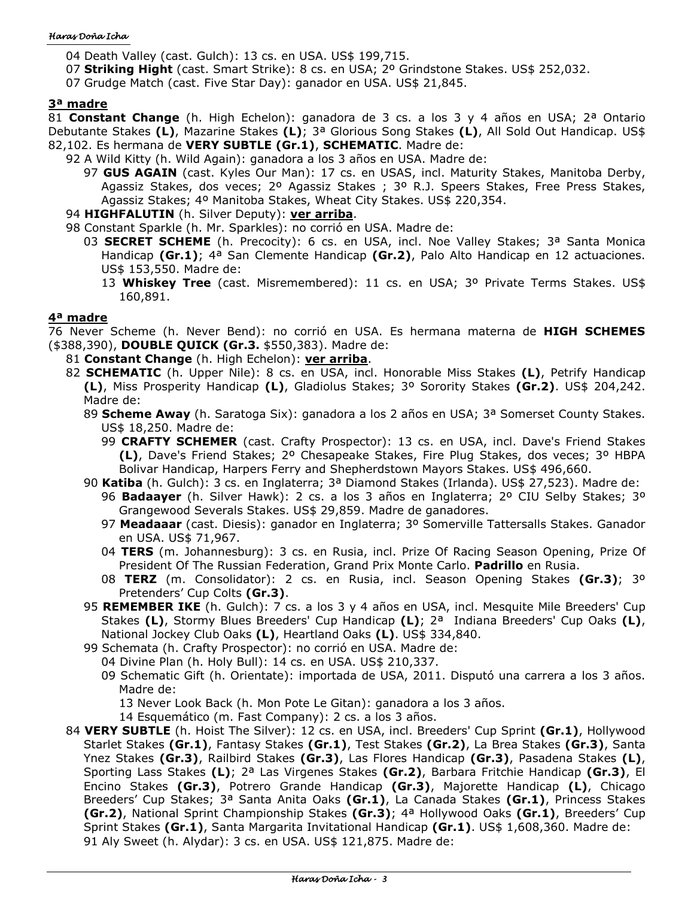04 Death Valley (cast. Gulch): 13 cs. en USA. US$ 199,715.

07 **Striking Hight** (cast. Smart Strike): 8 cs. en USA; 2º Grindstone Stakes. US$ 252,032.

07 Grudge Match (cast. Five Star Day): ganador en USA. US$ 21,845.

## 3ª madre

81 **Constant Change** (h. High Echelon): ganadora de 3 cs. a los 3 y 4 años en USA; 2ª Ontario Debutante Stakes **(L)**, Mazarine Stakes **(L)**; 3ª Glorious Song Stakes **(L)**, All Sold Out Handicap. US$ 82,102. Es hermana de **VERY SUBTLE (Gr.1)**, **SCHEMATIC**. Madre de:

- 92 A Wild Kitty (h. Wild Again): ganadora a los 3 años en USA. Madre de:
  - 97 **GUS AGAIN** (cast. Kyles Our Man): 17 cs. en USAS, incl. Maturity Stakes, Manitoba Derby, Agassiz Stakes, dos veces; 2º Agassiz Stakes ; 3º R.J. Speers Stakes, Free Press Stakes, Agassiz Stakes; 4º Manitoba Stakes, Wheat City Stakes. US$ 220,354.
- 94 **HIGHFALUTIN** (h. Silver Deputy): **ver arriba**.
- 98 Constant Sparkle (h. Mr. Sparkles): no corrió en USA. Madre de:
  - 03 **SECRET SCHEME** (h. Precocity): 6 cs. en USA, incl. Noe Valley Stakes; 3ª Santa Monica Handicap **(Gr.1)**; 4ª San Clemente Handicap **(Gr.2)**, Palo Alto Handicap en 12 actuaciones. US$ 153,550. Madre de:
    - 13 **Whiskey Tree** (cast. Misremembered): 11 cs. en USA; 3º Private Terms Stakes. US$ 160,891.

## 4ª madre

76 Never Scheme (h. Never Bend): no corrió en USA. Es hermana materna de **HIGH SCHEMES** ($388,390), **DOUBLE QUICK (Gr.3.** $550,383). Madre de:

- 81 **Constant Change** (h. High Echelon): **ver arriba**.
- 82 **SCHEMATIC** (h. Upper Nile): 8 cs. en USA, incl. Honorable Miss Stakes **(L)**, Petrify Handicap **(L)**, Miss Prosperity Handicap **(L)**, Gladiolus Stakes; 3º Sorority Stakes **(Gr.2)**. US$ 204,242. Madre de:
  - 89 **Scheme Away** (h. Saratoga Six): ganadora a los 2 años en USA; 3ª Somerset County Stakes. US$ 18,250. Madre de:
    - 99 **CRAFTY SCHEMER** (cast. Crafty Prospector): 13 cs. en USA, incl. Dave's Friend Stakes **(L)**, Dave's Friend Stakes; 2º Chesapeake Stakes, Fire Plug Stakes, dos veces; 3º HBPA Bolivar Handicap, Harpers Ferry and Shepherdstown Mayors Stakes. US$ 496,660.
  - 90 **Katiba** (h. Gulch): 3 cs. en Inglaterra; 3ª Diamond Stakes (Irlanda). US$ 27,523). Madre de:
    - 96 **Badaayer** (h. Silver Hawk): 2 cs. a los 3 años en Inglaterra; 2º CIU Selby Stakes; 3º Grangewood Severals Stakes. US$ 29,859. Madre de ganadores.
    - 97 **Meadaaar** (cast. Diesis): ganador en Inglaterra; 3º Somerville Tattersalls Stakes. Ganador en USA. US$ 71,967.
    - 04 **TERS** (m. Johannesburg): 3 cs. en Rusia, incl. Prize Of Racing Season Opening, Prize Of President Of The Russian Federation, Grand Prix Monte Carlo. **Padrillo** en Rusia.
    - 08 **TERZ** (m. Consolidator): 2 cs. en Rusia, incl. Season Opening Stakes **(Gr.3)**; 3º Pretenders' Cup Colts **(Gr.3)**.
  - 95 **REMEMBER IKE** (h. Gulch): 7 cs. a los 3 y 4 años en USA, incl. Mesquite Mile Breeders' Cup Stakes **(L)**, Stormy Blues Breeders' Cup Handicap **(L)**; 2ª Indiana Breeders' Cup Oaks **(L)**, National Jockey Club Oaks **(L)**, Heartland Oaks **(L)**. US$ 334,840.
  - 99 Schemata (h. Crafty Prospector): no corrió en USA. Madre de:
    - 04 Divine Plan (h. Holy Bull): 14 cs. en USA. US$ 210,337.
    - 09 Schematic Gift (h. Orientate): importada de USA, 2011. Disputó una carrera a los 3 años. Madre de:
      - 13 Never Look Back (h. Mon Pote Le Gitan): ganadora a los 3 años.
      - 14 Esquemático (m. Fast Company): 2 cs. a los 3 años.
- 84 **VERY SUBTLE** (h. Hoist The Silver): 12 cs. en USA, incl. Breeders' Cup Sprint **(Gr.1)**, Hollywood Starlet Stakes **(Gr.1)**, Fantasy Stakes **(Gr.1)**, Test Stakes **(Gr.2)**, La Brea Stakes **(Gr.3)**, Santa Ynez Stakes **(Gr.3)**, Railbird Stakes **(Gr.3)**, Las Flores Handicap **(Gr.3)**, Pasadena Stakes **(L)**, Sporting Lass Stakes **(L)**; 2ª Las Virgenes Stakes **(Gr.2)**, Barbara Fritchie Handicap **(Gr.3)**, El Encino Stakes **(Gr.3)**, Potrero Grande Handicap **(Gr.3)**, Majorette Handicap **(L)**, Chicago Breeders' Cup Stakes; 3ª Santa Anita Oaks **(Gr.1)**, La Canada Stakes **(Gr.1)**, Princess Stakes **(Gr.2)**, National Sprint Championship Stakes **(Gr.3)**; 4ª Hollywood Oaks **(Gr.1)**, Breeders' Cup Sprint Stakes **(Gr.1)**, Santa Margarita Invitational Handicap **(Gr.1)**. US$ 1,608,360. Madre de:
  - 91 Aly Sweet (h. Alydar): 3 cs. en USA. US$ 121,875. Madre de: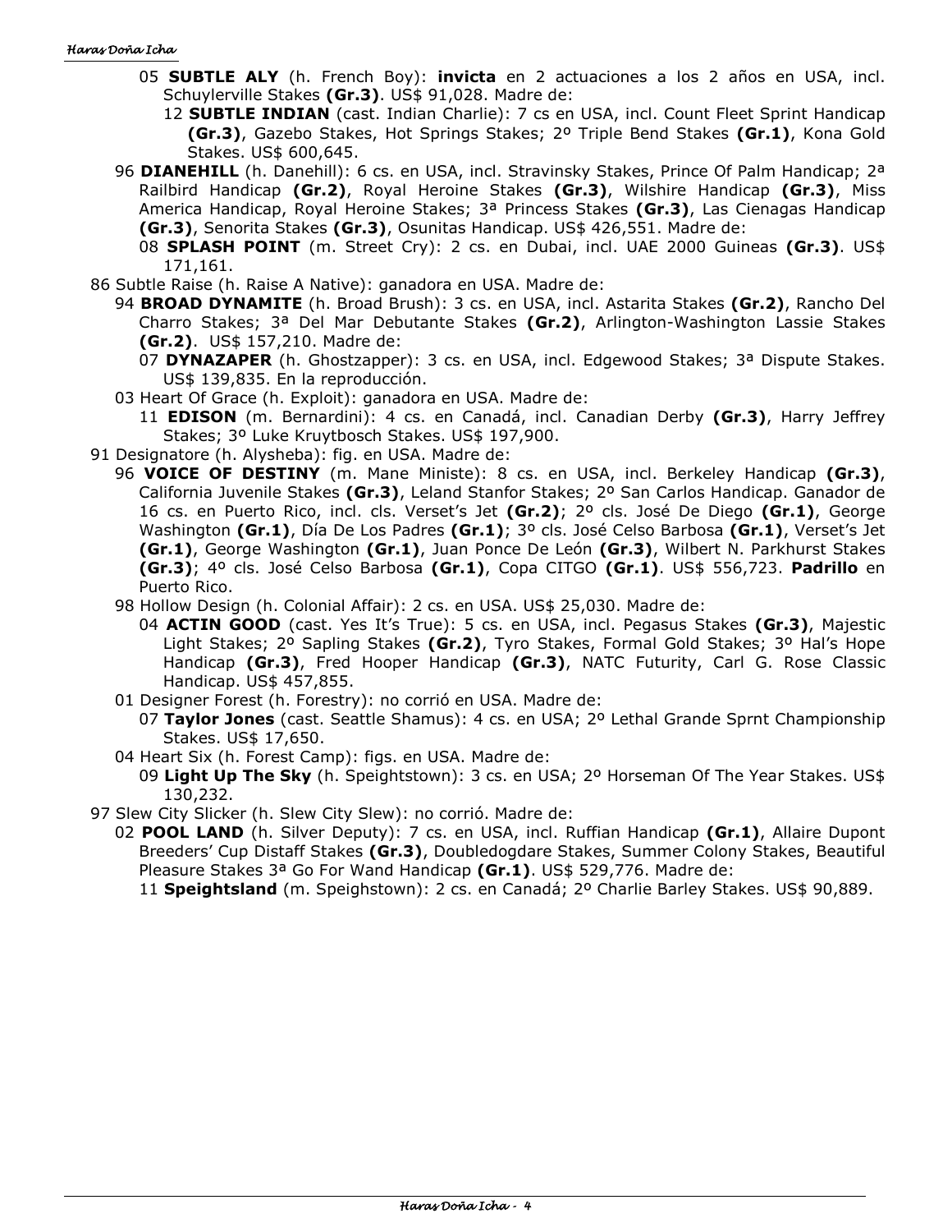05 **SUBTLE ALY** (h. French Boy): **invicta** en 2 actuaciones a los 2 años en USA, incl. Schuylerville Stakes **(Gr.3)**. US$ 91,028. Madre de:

12 **SUBTLE INDIAN** (cast. Indian Charlie): 7 cs en USA, incl. Count Fleet Sprint Handicap **(Gr.3)**, Gazebo Stakes, Hot Springs Stakes; 2º Triple Bend Stakes **(Gr.1)**, Kona Gold Stakes. US$ 600,645.

96 **DIANEHILL** (h. Danehill): 6 cs. en USA, incl. Stravinsky Stakes, Prince Of Palm Handicap; 2ª Railbird Handicap **(Gr.2)**, Royal Heroine Stakes **(Gr.3)**, Wilshire Handicap **(Gr.3)**, Miss America Handicap, Royal Heroine Stakes; 3ª Princess Stakes **(Gr.3)**, Las Cienagas Handicap **(Gr.3)**, Senorita Stakes **(Gr.3)**, Osunitas Handicap. US$ 426,551. Madre de:

08 **SPLASH POINT** (m. Street Cry): 2 cs. en Dubai, incl. UAE 2000 Guineas **(Gr.3)**. US$ 171,161.

86 Subtle Raise (h. Raise A Native): ganadora en USA. Madre de:

94 **BROAD DYNAMITE** (h. Broad Brush): 3 cs. en USA, incl. Astarita Stakes **(Gr.2)**, Rancho Del Charro Stakes; 3ª Del Mar Debutante Stakes **(Gr.2)**, Arlington-Washington Lassie Stakes **(Gr.2)**. US$ 157,210. Madre de:

07 **DYNAZAPER** (h. Ghostzapper): 3 cs. en USA, incl. Edgewood Stakes; 3ª Dispute Stakes. US$ 139,835. En la reproducción.

03 Heart Of Grace (h. Exploit): ganadora en USA. Madre de:

11 **EDISON** (m. Bernardini): 4 cs. en Canadá, incl. Canadian Derby **(Gr.3)**, Harry Jeffrey Stakes; 3º Luke Kruytbosch Stakes. US$ 197,900.

91 Designatore (h. Alysheba): fig. en USA. Madre de:

96 **VOICE OF DESTINY** (m. Mane Ministe): 8 cs. en USA, incl. Berkeley Handicap **(Gr.3)**, California Juvenile Stakes **(Gr.3)**, Leland Stanfor Stakes; 2º San Carlos Handicap. Ganador de 16 cs. en Puerto Rico, incl. cls. Verset's Jet **(Gr.2)**; 2º cls. José De Diego **(Gr.1)**, George Washington **(Gr.1)**, Día De Los Padres **(Gr.1)**; 3º cls. José Celso Barbosa **(Gr.1)**, Verset's Jet **(Gr.1)**, George Washington **(Gr.1)**, Juan Ponce De León **(Gr.3)**, Wilbert N. Parkhurst Stakes **(Gr.3)**; 4º cls. José Celso Barbosa **(Gr.1)**, Copa CITGO **(Gr.1)**. US$ 556,723. **Padrillo** en Puerto Rico.

98 Hollow Design (h. Colonial Affair): 2 cs. en USA. US$ 25,030. Madre de:

04 **ACTIN GOOD** (cast. Yes It's True): 5 cs. en USA, incl. Pegasus Stakes **(Gr.3)**, Majestic Light Stakes; 2º Sapling Stakes **(Gr.2)**, Tyro Stakes, Formal Gold Stakes; 3º Hal's Hope Handicap **(Gr.3)**, Fred Hooper Handicap **(Gr.3)**, NATC Futurity, Carl G. Rose Classic Handicap. US$ 457,855.

01 Designer Forest (h. Forestry): no corrió en USA. Madre de:

07 **Taylor Jones** (cast. Seattle Shamus): 4 cs. en USA; 2º Lethal Grande Sprnt Championship Stakes. US$ 17,650.

04 Heart Six (h. Forest Camp): figs. en USA. Madre de:

09 **Light Up The Sky** (h. Speightstown): 3 cs. en USA; 2º Horseman Of The Year Stakes. US$ 130,232.

97 Slew City Slicker (h. Slew City Slew): no corrió. Madre de:

02 **POOL LAND** (h. Silver Deputy): 7 cs. en USA, incl. Ruffian Handicap **(Gr.1)**, Allaire Dupont Breeders' Cup Distaff Stakes **(Gr.3)**, Doubledogdare Stakes, Summer Colony Stakes, Beautiful Pleasure Stakes 3ª Go For Wand Handicap **(Gr.1)**. US$ 529,776. Madre de:

11 **Speightsland** (m. Speighstown): 2 cs. en Canadá; 2º Charlie Barley Stakes. US$ 90,889.